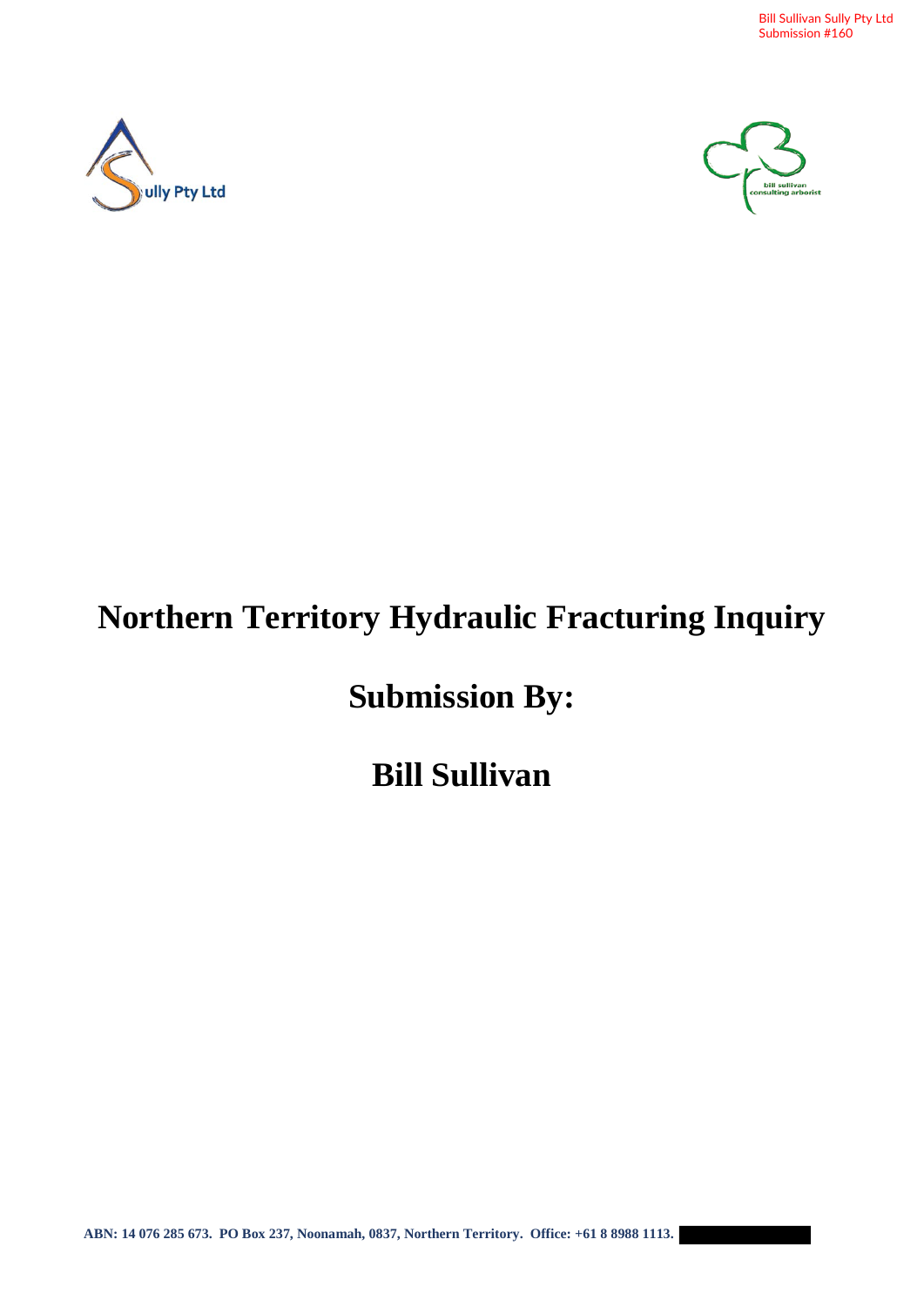Bill Sullivan Sully Pty Ltd
Submission #160

ully Pty Ltd

bill sullivan
consulting arborist

# Northern Territory Hydraulic Fracturing Inquiry

# Submission By:

# Bill Sullivan

**ABN: 14 076 285 673. PO Box 237, Noonamah, 0837, Northern Territory. Office: +61 8 8988 1113.**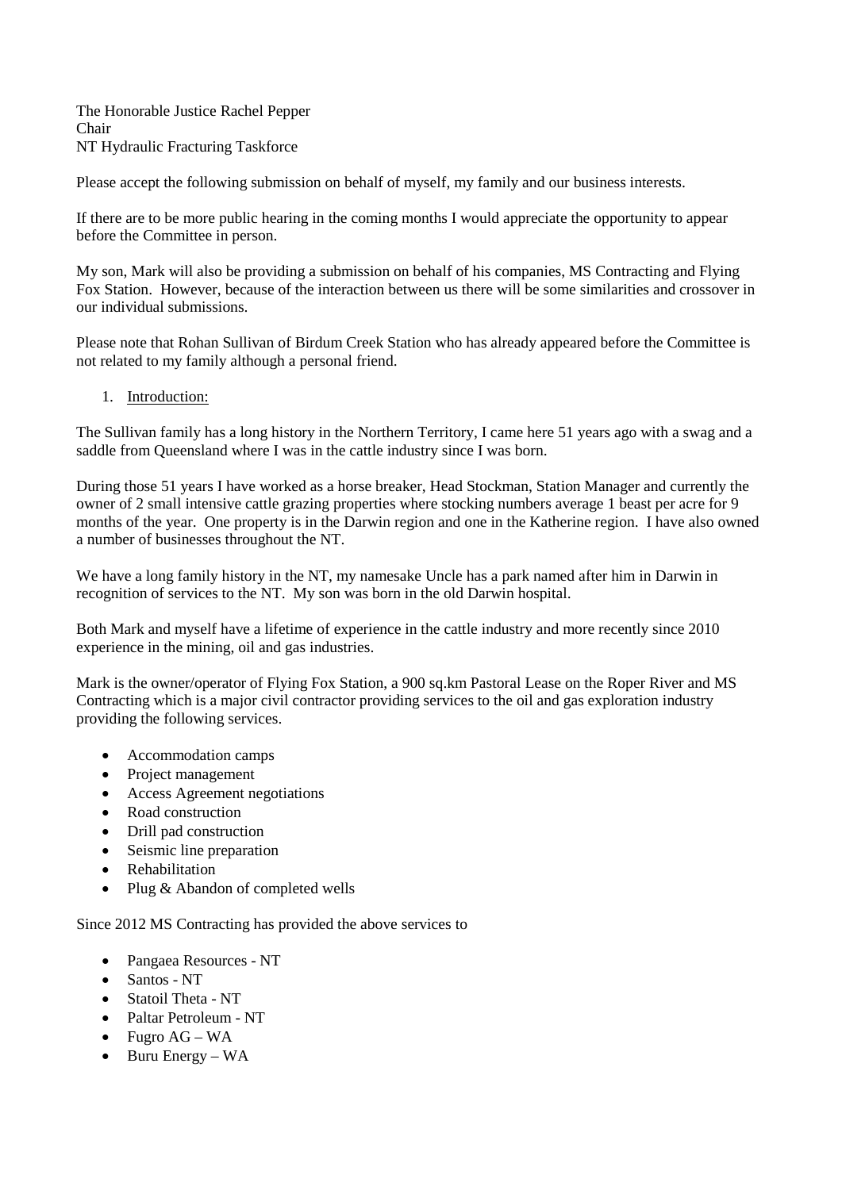The Honorable Justice Rachel Pepper
Chair
NT Hydraulic Fracturing Taskforce

Please accept the following submission on behalf of myself, my family and our business interests.

If there are to be more public hearing in the coming months I would appreciate the opportunity to appear before the Committee in person.

My son, Mark will also be providing a submission on behalf of his companies, MS Contracting and Flying Fox Station. However, because of the interaction between us there will be some similarities and crossover in our individual submissions.

Please note that Rohan Sullivan of Birdum Creek Station who has already appeared before the Committee is not related to my family although a personal friend.

1. Introduction:

The Sullivan family has a long history in the Northern Territory, I came here 51 years ago with a swag and a saddle from Queensland where I was in the cattle industry since I was born.

During those 51 years I have worked as a horse breaker, Head Stockman, Station Manager and currently the owner of 2 small intensive cattle grazing properties where stocking numbers average 1 beast per acre for 9 months of the year. One property is in the Darwin region and one in the Katherine region. I have also owned a number of businesses throughout the NT.

We have a long family history in the NT, my namesake Uncle has a park named after him in Darwin in recognition of services to the NT. My son was born in the old Darwin hospital.

Both Mark and myself have a lifetime of experience in the cattle industry and more recently since 2010 experience in the mining, oil and gas industries.

Mark is the owner/operator of Flying Fox Station, a 900 sq.km Pastoral Lease on the Roper River and MS Contracting which is a major civil contractor providing services to the oil and gas exploration industry providing the following services.

- Accommodation camps
- Project management
- Access Agreement negotiations
- Road construction
- Drill pad construction
- Seismic line preparation
- Rehabilitation
- Plug & Abandon of completed wells

Since 2012 MS Contracting has provided the above services to

- Pangaea Resources - NT
- Santos - NT
- Statoil Theta - NT
- Paltar Petroleum - NT
- Fugro AG – WA
- Buru Energy – WA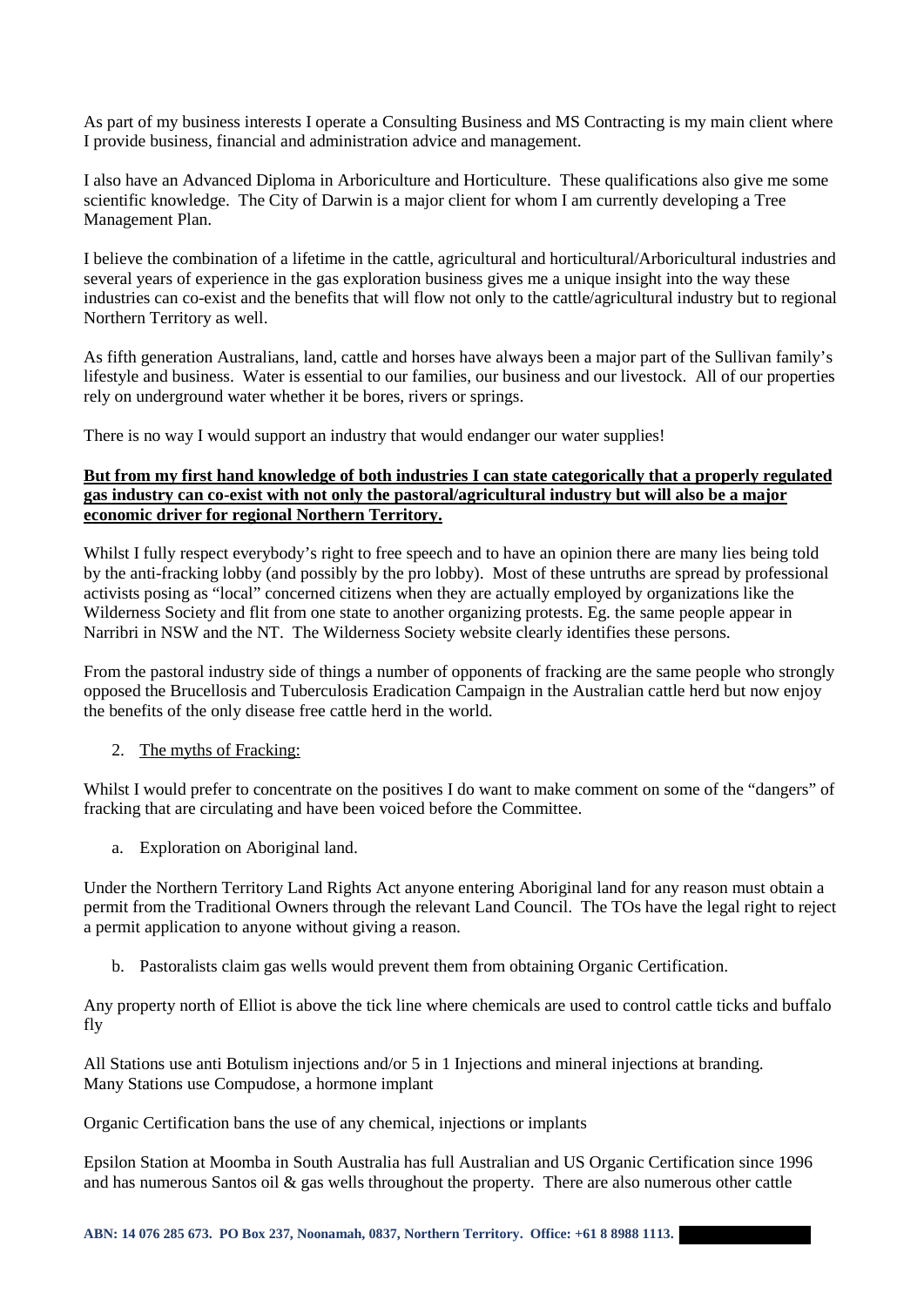As part of my business interests I operate a Consulting Business and MS Contracting is my main client where I provide business, financial and administration advice and management.

I also have an Advanced Diploma in Arboriculture and Horticulture. These qualifications also give me some scientific knowledge. The City of Darwin is a major client for whom I am currently developing a Tree Management Plan.

I believe the combination of a lifetime in the cattle, agricultural and horticultural/Arboricultural industries and several years of experience in the gas exploration business gives me a unique insight into the way these industries can co-exist and the benefits that will flow not only to the cattle/agricultural industry but to regional Northern Territory as well.

As fifth generation Australians, land, cattle and horses have always been a major part of the Sullivan family's lifestyle and business. Water is essential to our families, our business and our livestock. All of our properties rely on underground water whether it be bores, rivers or springs.

There is no way I would support an industry that would endanger our water supplies!

**But from my first hand knowledge of both industries I can state categorically that a properly regulated gas industry can co-exist with not only the pastoral/agricultural industry but will also be a major economic driver for regional Northern Territory.**

Whilst I fully respect everybody's right to free speech and to have an opinion there are many lies being told by the anti-fracking lobby (and possibly by the pro lobby). Most of these untruths are spread by professional activists posing as "local" concerned citizens when they are actually employed by organizations like the Wilderness Society and flit from one state to another organizing protests. Eg. the same people appear in Narribri in NSW and the NT. The Wilderness Society website clearly identifies these persons.

From the pastoral industry side of things a number of opponents of fracking are the same people who strongly opposed the Brucellosis and Tuberculosis Eradication Campaign in the Australian cattle herd but now enjoy the benefits of the only disease free cattle herd in the world.

2. The myths of Fracking:

Whilst I would prefer to concentrate on the positives I do want to make comment on some of the "dangers" of fracking that are circulating and have been voiced before the Committee.

a. Exploration on Aboriginal land.

Under the Northern Territory Land Rights Act anyone entering Aboriginal land for any reason must obtain a permit from the Traditional Owners through the relevant Land Council. The TOs have the legal right to reject a permit application to anyone without giving a reason.

b. Pastoralists claim gas wells would prevent them from obtaining Organic Certification.

Any property north of Elliot is above the tick line where chemicals are used to control cattle ticks and buffalo fly

All Stations use anti Botulism injections and/or 5 in 1 Injections and mineral injections at branding.
Many Stations use Compudose, a hormone implant

Organic Certification bans the use of any chemical, injections or implants

Epsilon Station at Moomba in South Australia has full Australian and US Organic Certification since 1996 and has numerous Santos oil & gas wells throughout the property. There are also numerous other cattle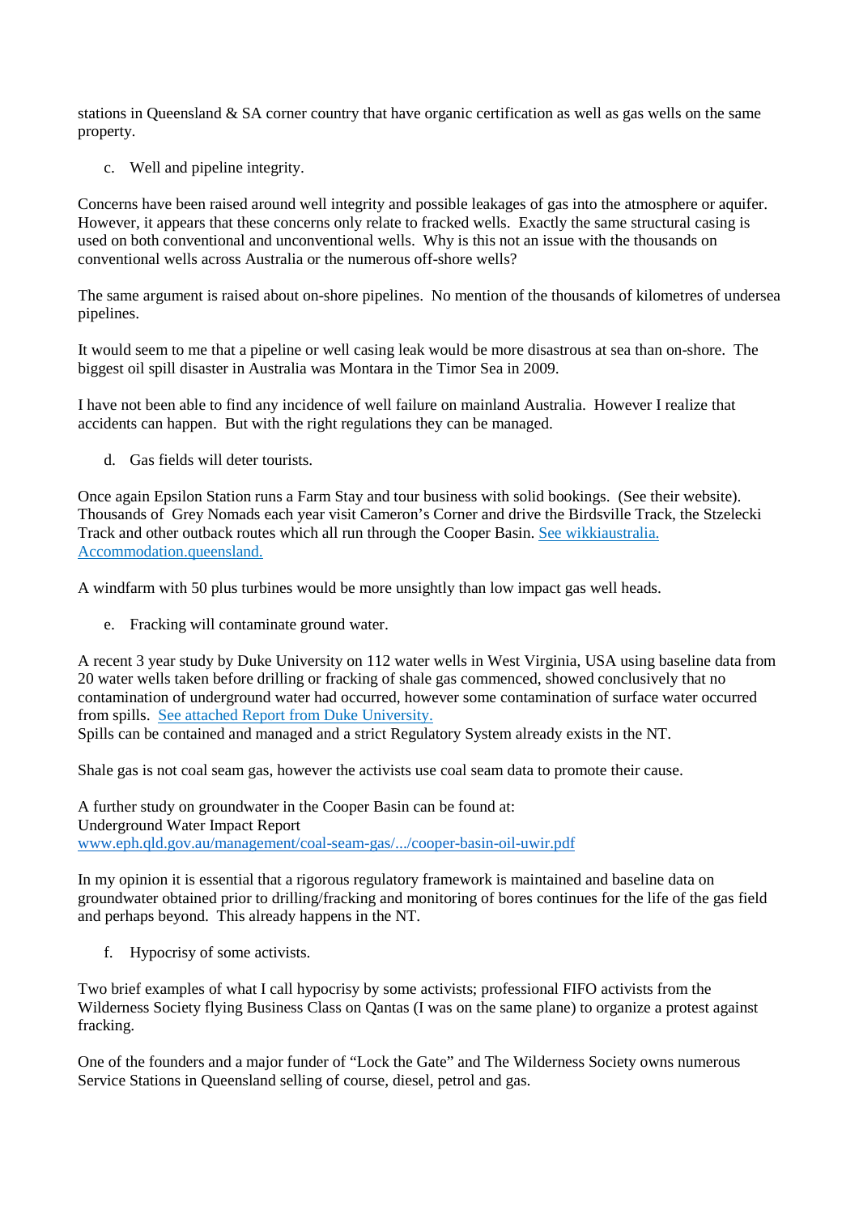stations in Queensland & SA corner country that have organic certification as well as gas wells on the same property.

c. Well and pipeline integrity.

Concerns have been raised around well integrity and possible leakages of gas into the atmosphere or aquifer. However, it appears that these concerns only relate to fracked wells. Exactly the same structural casing is used on both conventional and unconventional wells. Why is this not an issue with the thousands on conventional wells across Australia or the numerous off-shore wells?

The same argument is raised about on-shore pipelines. No mention of the thousands of kilometres of undersea pipelines.

It would seem to me that a pipeline or well casing leak would be more disastrous at sea than on-shore. The biggest oil spill disaster in Australia was Montara in the Timor Sea in 2009.

I have not been able to find any incidence of well failure on mainland Australia. However I realize that accidents can happen. But with the right regulations they can be managed.

d. Gas fields will deter tourists.

Once again Epsilon Station runs a Farm Stay and tour business with solid bookings. (See their website). Thousands of Grey Nomads each year visit Cameron's Corner and drive the Birdsville Track, the Stzelecki Track and other outback routes which all run through the Cooper Basin. See wikkiaustralia. Accommodation.queensland.

A windfarm with 50 plus turbines would be more unsightly than low impact gas well heads.

e. Fracking will contaminate ground water.

A recent 3 year study by Duke University on 112 water wells in West Virginia, USA using baseline data from 20 water wells taken before drilling or fracking of shale gas commenced, showed conclusively that no contamination of underground water had occurred, however some contamination of surface water occurred from spills. See attached Report from Duke University.
Spills can be contained and managed and a strict Regulatory System already exists in the NT.

Shale gas is not coal seam gas, however the activists use coal seam data to promote their cause.

A further study on groundwater in the Cooper Basin can be found at:
Underground Water Impact Report
www.eph.qld.gov.au/management/coal-seam-gas/.../cooper-basin-oil-uwir.pdf

In my opinion it is essential that a rigorous regulatory framework is maintained and baseline data on groundwater obtained prior to drilling/fracking and monitoring of bores continues for the life of the gas field and perhaps beyond. This already happens in the NT.

f. Hypocrisy of some activists.

Two brief examples of what I call hypocrisy by some activists; professional FIFO activists from the Wilderness Society flying Business Class on Qantas (I was on the same plane) to organize a protest against fracking.

One of the founders and a major funder of "Lock the Gate" and The Wilderness Society owns numerous Service Stations in Queensland selling of course, diesel, petrol and gas.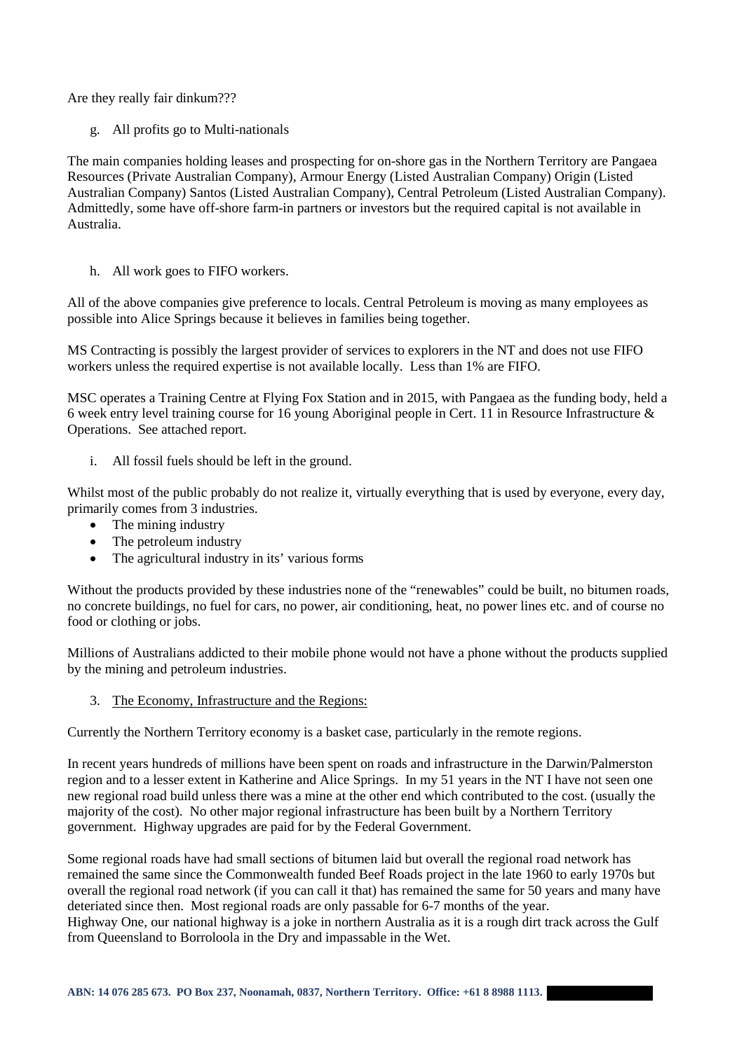Are they really fair dinkum???

g. All profits go to Multi-nationals

The main companies holding leases and prospecting for on-shore gas in the Northern Territory are Pangaea Resources (Private Australian Company), Armour Energy (Listed Australian Company) Origin (Listed Australian Company) Santos (Listed Australian Company), Central Petroleum (Listed Australian Company). Admittedly, some have off-shore farm-in partners or investors but the required capital is not available in Australia.

h. All work goes to FIFO workers.

All of the above companies give preference to locals. Central Petroleum is moving as many employees as possible into Alice Springs because it believes in families being together.

MS Contracting is possibly the largest provider of services to explorers in the NT and does not use FIFO workers unless the required expertise is not available locally. Less than 1% are FIFO.

MSC operates a Training Centre at Flying Fox Station and in 2015, with Pangaea as the funding body, held a 6 week entry level training course for 16 young Aboriginal people in Cert. 11 in Resource Infrastructure & Operations. See attached report.

i. All fossil fuels should be left in the ground.

Whilst most of the public probably do not realize it, virtually everything that is used by everyone, every day, primarily comes from 3 industries.

- The mining industry
- The petroleum industry
- The agricultural industry in its' various forms

Without the products provided by these industries none of the "renewables" could be built, no bitumen roads, no concrete buildings, no fuel for cars, no power, air conditioning, heat, no power lines etc. and of course no food or clothing or jobs.

Millions of Australians addicted to their mobile phone would not have a phone without the products supplied by the mining and petroleum industries.

3. <u>The Economy, Infrastructure and the Regions:</u>

Currently the Northern Territory economy is a basket case, particularly in the remote regions.

In recent years hundreds of millions have been spent on roads and infrastructure in the Darwin/Palmerston region and to a lesser extent in Katherine and Alice Springs. In my 51 years in the NT I have not seen one new regional road build unless there was a mine at the other end which contributed to the cost. (usually the majority of the cost). No other major regional infrastructure has been built by a Northern Territory government. Highway upgrades are paid for by the Federal Government.

Some regional roads have had small sections of bitumen laid but overall the regional road network has remained the same since the Commonwealth funded Beef Roads project in the late 1960 to early 1970s but overall the regional road network (if you can call it that) has remained the same for 50 years and many have deteriated since then. Most regional roads are only passable for 6-7 months of the year.
Highway One, our national highway is a joke in northern Australia as it is a rough dirt track across the Gulf from Queensland to Borroloola in the Dry and impassable in the Wet.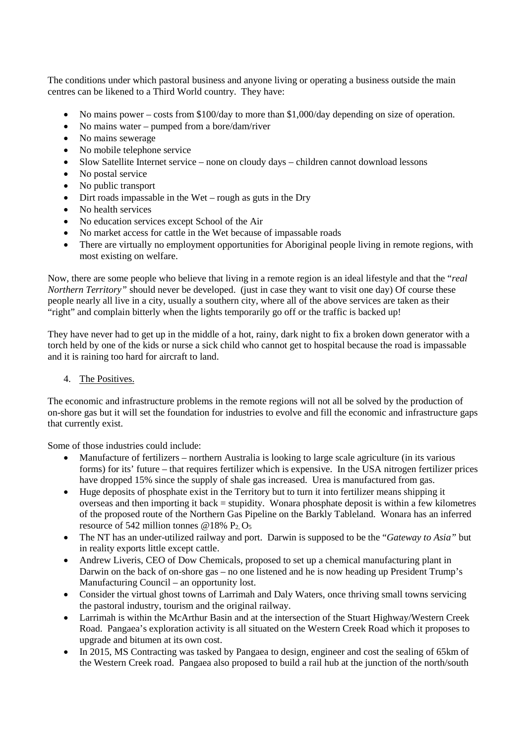The conditions under which pastoral business and anyone living or operating a business outside the main centres can be likened to a Third World country. They have:

- No mains power – costs from $100/day to more than $1,000/day depending on size of operation.
- No mains water – pumped from a bore/dam/river
- No mains sewerage
- No mobile telephone service
- Slow Satellite Internet service – none on cloudy days – children cannot download lessons
- No postal service
- No public transport
- Dirt roads impassable in the Wet – rough as guts in the Dry
- No health services
- No education services except School of the Air
- No market access for cattle in the Wet because of impassable roads
- There are virtually no employment opportunities for Aboriginal people living in remote regions, with most existing on welfare.

Now, there are some people who believe that living in a remote region is an ideal lifestyle and that the "*real Northern Territory"* should never be developed. (just in case they want to visit one day) Of course these people nearly all live in a city, usually a southern city, where all of the above services are taken as their "right" and complain bitterly when the lights temporarily go off or the traffic is backed up!

They have never had to get up in the middle of a hot, rainy, dark night to fix a broken down generator with a torch held by one of the kids or nurse a sick child who cannot get to hospital because the road is impassable and it is raining too hard for aircraft to land.

4. The Positives.

The economic and infrastructure problems in the remote regions will not all be solved by the production of on-shore gas but it will set the foundation for industries to evolve and fill the economic and infrastructure gaps that currently exist.

Some of those industries could include:

- Manufacture of fertilizers – northern Australia is looking to large scale agriculture (in its various forms) for its' future – that requires fertilizer which is expensive. In the USA nitrogen fertilizer prices have dropped 15% since the supply of shale gas increased. Urea is manufactured from gas.
- Huge deposits of phosphate exist in the Territory but to turn it into fertilizer means shipping it overseas and then importing it back = stupidity. Wonara phosphate deposit is within a few kilometres of the proposed route of the Northern Gas Pipeline on the Barkly Tableland. Wonara has an inferred resource of 542 million tonnes @18% $P_2O_5$
- The NT has an under-utilized railway and port. Darwin is supposed to be the "*Gateway to Asia"* but in reality exports little except cattle.
- Andrew Liveris, CEO of Dow Chemicals, proposed to set up a chemical manufacturing plant in Darwin on the back of on-shore gas – no one listened and he is now heading up President Trump's Manufacturing Council – an opportunity lost.
- Consider the virtual ghost towns of Larrimah and Daly Waters, once thriving small towns servicing the pastoral industry, tourism and the original railway.
- Larrimah is within the McArthur Basin and at the intersection of the Stuart Highway/Western Creek Road. Pangaea's exploration activity is all situated on the Western Creek Road which it proposes to upgrade and bitumen at its own cost.
- In 2015, MS Contracting was tasked by Pangaea to design, engineer and cost the sealing of 65km of the Western Creek road. Pangaea also proposed to build a rail hub at the junction of the north/south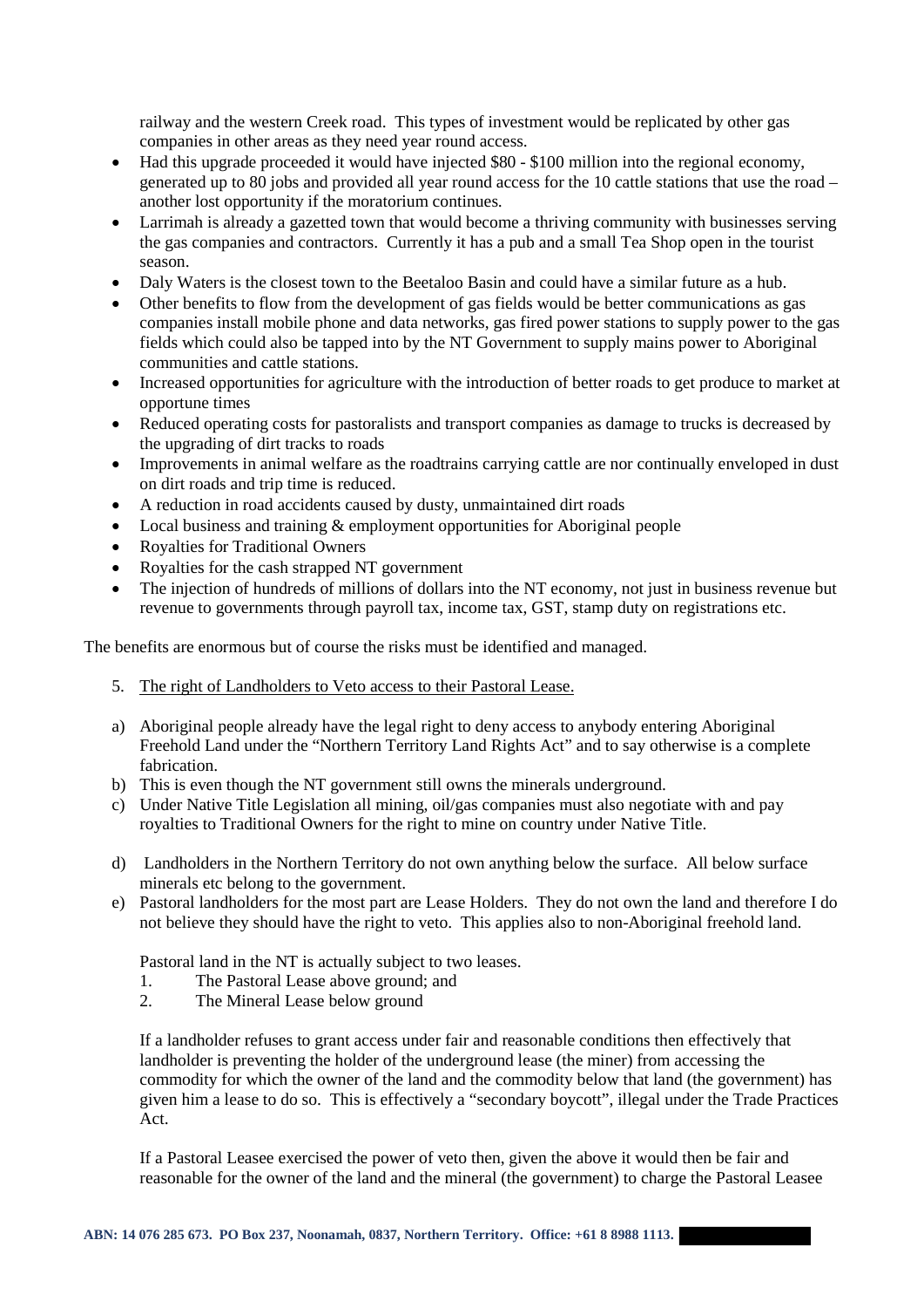railway and the western Creek road. This types of investment would be replicated by other gas companies in other areas as they need year round access.

- Had this upgrade proceeded it would have injected $80 - $100 million into the regional economy, generated up to 80 jobs and provided all year round access for the 10 cattle stations that use the road – another lost opportunity if the moratorium continues.
- Larrimah is already a gazetted town that would become a thriving community with businesses serving the gas companies and contractors. Currently it has a pub and a small Tea Shop open in the tourist season.
- Daly Waters is the closest town to the Beetaloo Basin and could have a similar future as a hub.
- Other benefits to flow from the development of gas fields would be better communications as gas companies install mobile phone and data networks, gas fired power stations to supply power to the gas fields which could also be tapped into by the NT Government to supply mains power to Aboriginal communities and cattle stations.
- Increased opportunities for agriculture with the introduction of better roads to get produce to market at opportune times
- Reduced operating costs for pastoralists and transport companies as damage to trucks is decreased by the upgrading of dirt tracks to roads
- Improvements in animal welfare as the roadtrains carrying cattle are nor continually enveloped in dust on dirt roads and trip time is reduced.
- A reduction in road accidents caused by dusty, unmaintained dirt roads
- Local business and training & employment opportunities for Aboriginal people
- Royalties for Traditional Owners
- Royalties for the cash strapped NT government
- The injection of hundreds of millions of dollars into the NT economy, not just in business revenue but revenue to governments through payroll tax, income tax, GST, stamp duty on registrations etc.

The benefits are enormous but of course the risks must be identified and managed.

5. The right of Landholders to Veto access to their Pastoral Lease.

a) Aboriginal people already have the legal right to deny access to anybody entering Aboriginal Freehold Land under the "Northern Territory Land Rights Act" and to say otherwise is a complete fabrication.
b) This is even though the NT government still owns the minerals underground.
c) Under Native Title Legislation all mining, oil/gas companies must also negotiate with and pay royalties to Traditional Owners for the right to mine on country under Native Title.
d) Landholders in the Northern Territory do not own anything below the surface. All below surface minerals etc belong to the government.
e) Pastoral landholders for the most part are Lease Holders. They do not own the land and therefore I do not believe they should have the right to veto. This applies also to non-Aboriginal freehold land.

Pastoral land in the NT is actually subject to two leases.

1. The Pastoral Lease above ground; and
2. The Mineral Lease below ground

If a landholder refuses to grant access under fair and reasonable conditions then effectively that landholder is preventing the holder of the underground lease (the miner) from accessing the commodity for which the owner of the land and the commodity below that land (the government) has given him a lease to do so. This is effectively a "secondary boycott", illegal under the Trade Practices Act.

If a Pastoral Leasee exercised the power of veto then, given the above it would then be fair and reasonable for the owner of the land and the mineral (the government) to charge the Pastoral Leasee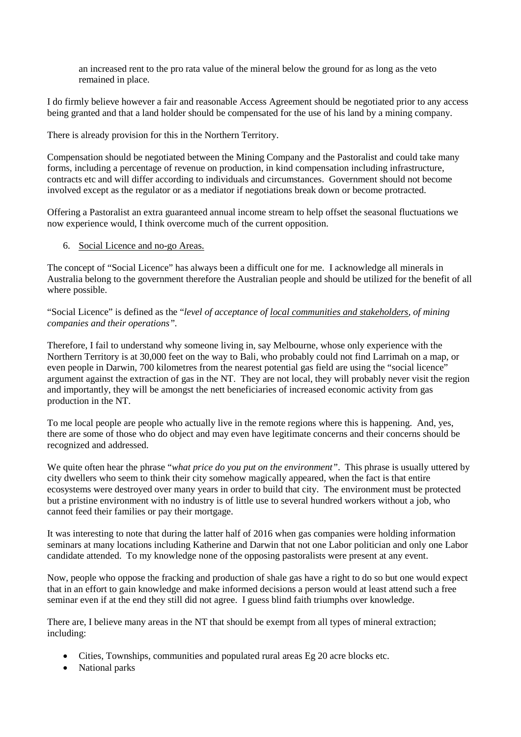an increased rent to the pro rata value of the mineral below the ground for as long as the veto remained in place.

I do firmly believe however a fair and reasonable Access Agreement should be negotiated prior to any access being granted and that a land holder should be compensated for the use of his land by a mining company.

There is already provision for this in the Northern Territory.

Compensation should be negotiated between the Mining Company and the Pastoralist and could take many forms, including a percentage of revenue on production, in kind compensation including infrastructure, contracts etc and will differ according to individuals and circumstances. Government should not become involved except as the regulator or as a mediator if negotiations break down or become protracted.

Offering a Pastoralist an extra guaranteed annual income stream to help offset the seasonal fluctuations we now experience would, I think overcome much of the current opposition.

6. Social Licence and no-go Areas.

The concept of "Social Licence" has always been a difficult one for me. I acknowledge all minerals in Australia belong to the government therefore the Australian people and should be utilized for the benefit of all where possible.

"Social Licence" is defined as the "*level of acceptance of local communities and stakeholders, of mining companies and their operations"*.

Therefore, I fail to understand why someone living in, say Melbourne, whose only experience with the Northern Territory is at 30,000 feet on the way to Bali, who probably could not find Larrimah on a map, or even people in Darwin, 700 kilometres from the nearest potential gas field are using the "social licence" argument against the extraction of gas in the NT. They are not local, they will probably never visit the region and importantly, they will be amongst the nett beneficiaries of increased economic activity from gas production in the NT.

To me local people are people who actually live in the remote regions where this is happening. And, yes, there are some of those who do object and may even have legitimate concerns and their concerns should be recognized and addressed.

We quite often hear the phrase "*what price do you put on the environment"*. This phrase is usually uttered by city dwellers who seem to think their city somehow magically appeared, when the fact is that entire ecosystems were destroyed over many years in order to build that city. The environment must be protected but a pristine environment with no industry is of little use to several hundred workers without a job, who cannot feed their families or pay their mortgage.

It was interesting to note that during the latter half of 2016 when gas companies were holding information seminars at many locations including Katherine and Darwin that not one Labor politician and only one Labor candidate attended. To my knowledge none of the opposing pastoralists were present at any event.

Now, people who oppose the fracking and production of shale gas have a right to do so but one would expect that in an effort to gain knowledge and make informed decisions a person would at least attend such a free seminar even if at the end they still did not agree. I guess blind faith triumphs over knowledge.

There are, I believe many areas in the NT that should be exempt from all types of mineral extraction; including:

- Cities, Townships, communities and populated rural areas Eg 20 acre blocks etc.
- National parks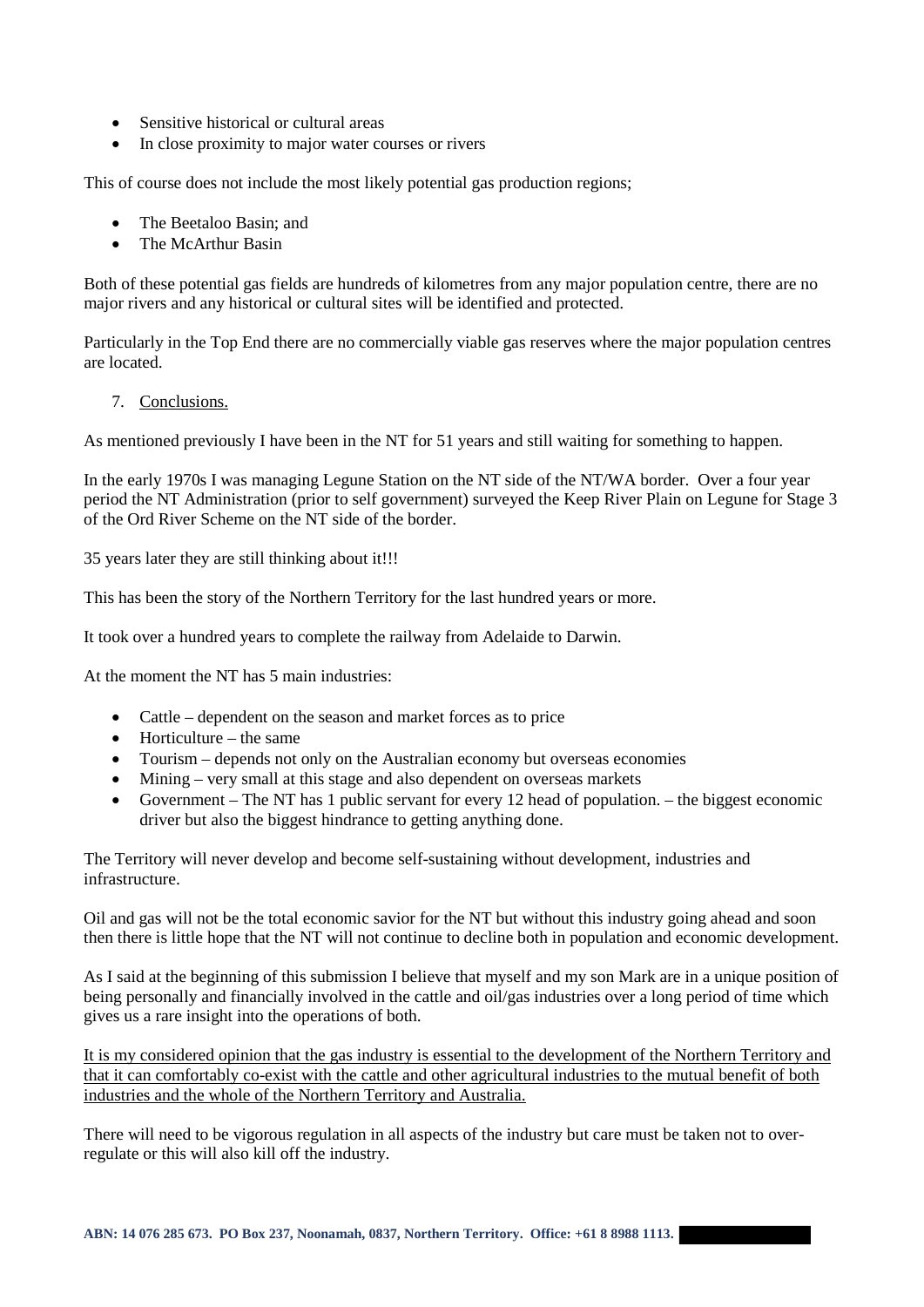- Sensitive historical or cultural areas
- In close proximity to major water courses or rivers

This of course does not include the most likely potential gas production regions;

- The Beetaloo Basin; and
- The McArthur Basin

Both of these potential gas fields are hundreds of kilometres from any major population centre, there are no major rivers and any historical or cultural sites will be identified and protected.

Particularly in the Top End there are no commercially viable gas reserves where the major population centres are located.

7. <u>Conclusions.</u>

As mentioned previously I have been in the NT for 51 years and still waiting for something to happen.

In the early 1970s I was managing Legune Station on the NT side of the NT/WA border. Over a four year period the NT Administration (prior to self government) surveyed the Keep River Plain on Legune for Stage 3 of the Ord River Scheme on the NT side of the border.

35 years later they are still thinking about it!!!

This has been the story of the Northern Territory for the last hundred years or more.

It took over a hundred years to complete the railway from Adelaide to Darwin.

At the moment the NT has 5 main industries:

- Cattle – dependent on the season and market forces as to price
- Horticulture – the same
- Tourism – depends not only on the Australian economy but overseas economies
- Mining – very small at this stage and also dependent on overseas markets
- Government – The NT has 1 public servant for every 12 head of population. – the biggest economic driver but also the biggest hindrance to getting anything done.

The Territory will never develop and become self-sustaining without development, industries and infrastructure.

Oil and gas will not be the total economic savior for the NT but without this industry going ahead and soon then there is little hope that the NT will not continue to decline both in population and economic development.

As I said at the beginning of this submission I believe that myself and my son Mark are in a unique position of being personally and financially involved in the cattle and oil/gas industries over a long period of time which gives us a rare insight into the operations of both.

<u>It is my considered opinion that the gas industry is essential to the development of the Northern Territory and that it can comfortably co-exist with the cattle and other agricultural industries to the mutual benefit of both industries and the whole of the Northern Territory and Australia.</u>

There will need to be vigorous regulation in all aspects of the industry but care must be taken not to over-regulate or this will also kill off the industry.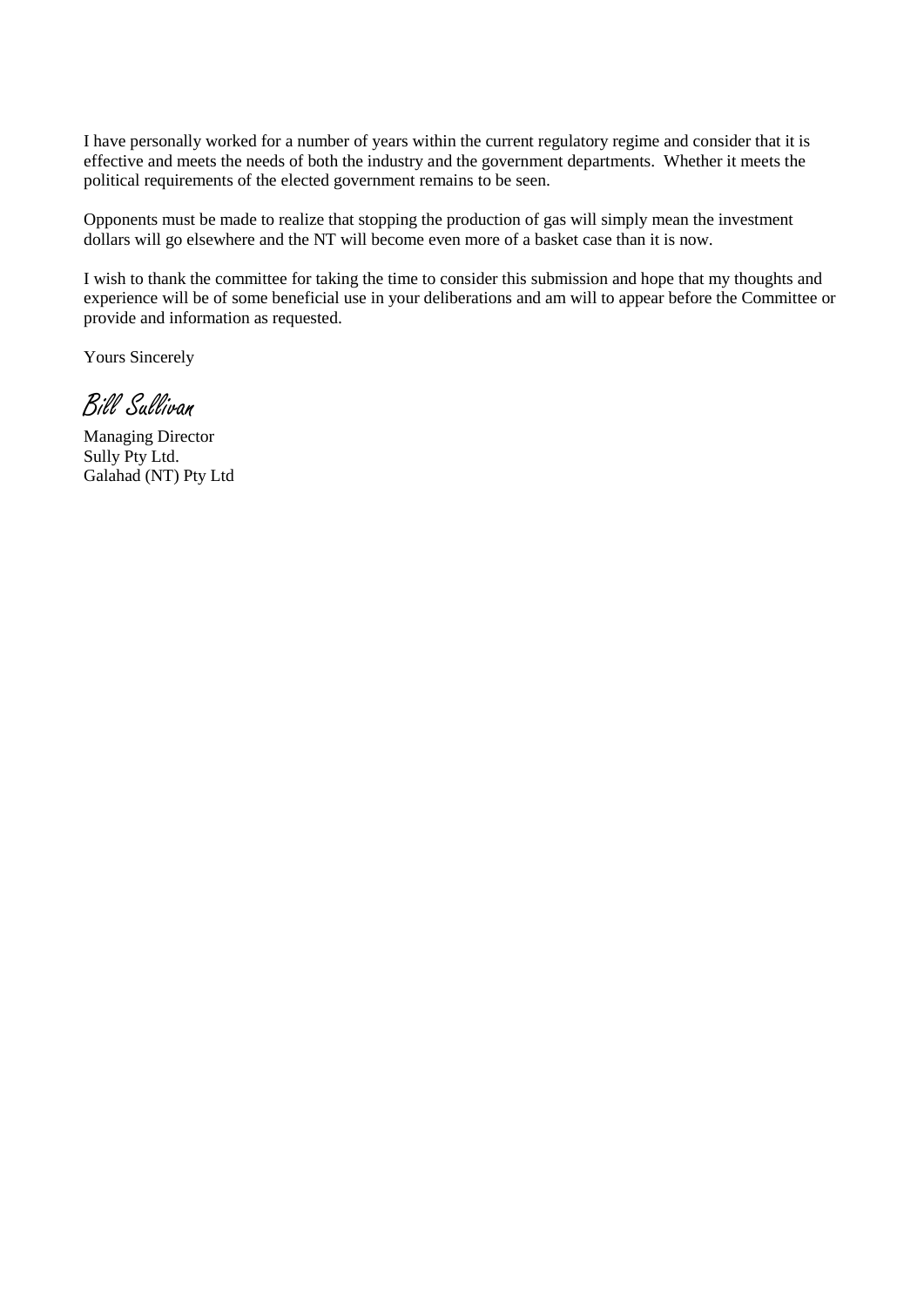I have personally worked for a number of years within the current regulatory regime and consider that it is effective and meets the needs of both the industry and the government departments. Whether it meets the political requirements of the elected government remains to be seen.

Opponents must be made to realize that stopping the production of gas will simply mean the investment dollars will go elsewhere and the NT will become even more of a basket case than it is now.

I wish to thank the committee for taking the time to consider this submission and hope that my thoughts and experience will be of some beneficial use in your deliberations and am will to appear before the Committee or provide and information as requested.

Yours Sincerely

*Bill Sullivan*

Managing Director
Sully Pty Ltd.
Galahad (NT) Pty Ltd